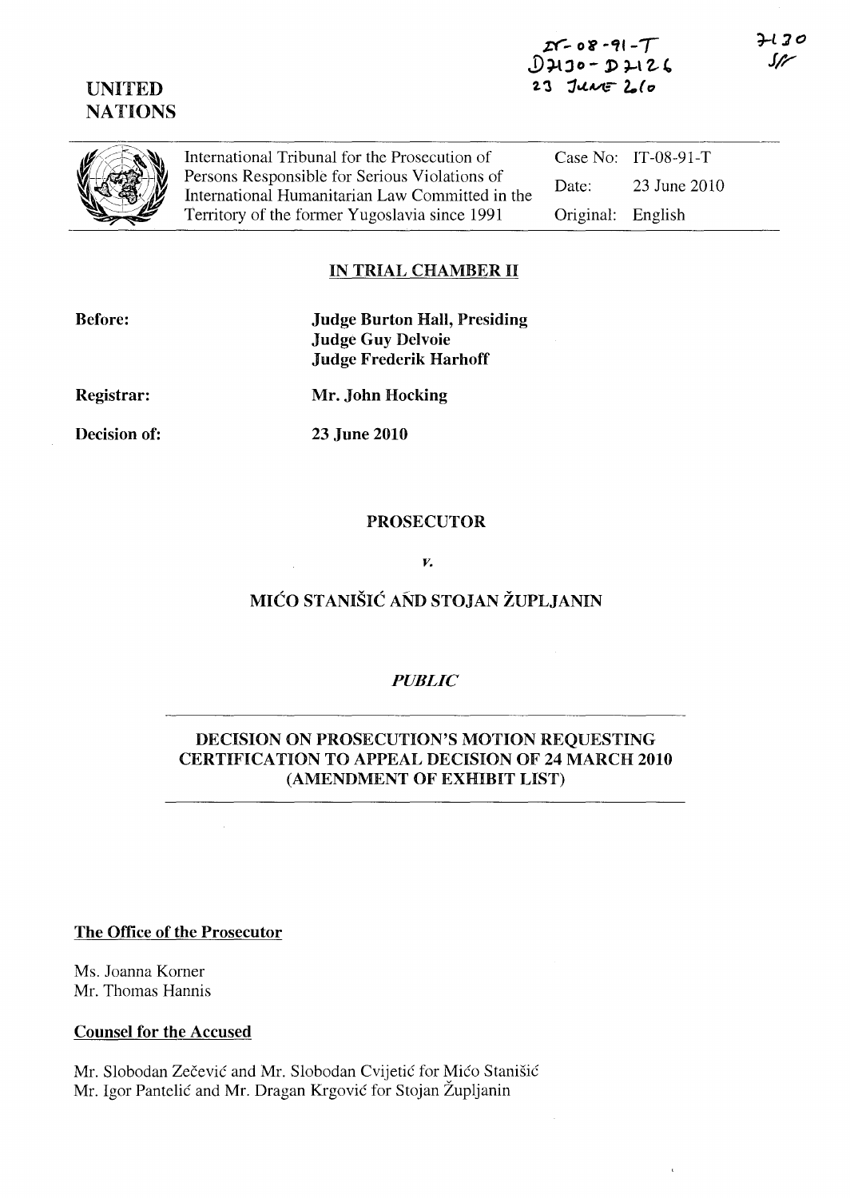IT-08-91-T
D7130 - D7126
23 June 2010

7130
SF

UNITED NATIONS

| International Tribunal for the Prosecution of Persons Responsible for Serious Violations of International Humanitarian Law Committed in the Territory of the former Yugoslavia since 1991 | Case No: | IT-08-91-T |
|---|---|---|
| | Date: | 23 June 2010 |
| | Original: | English |

## IN TRIAL CHAMBER II

**Before:** **Judge Burton Hall, Presiding**
**Judge Guy Delvoie**
**Judge Frederik Harhoff**

**Registrar:** **Mr. John Hocking**

**Decision of:** **23 June 2010**

**PROSECUTOR**

*v.*

**MIĆO STANIŠIĆ AND STOJAN ŽUPLJANIN**

*PUBLIC*

**DECISION ON PROSECUTION'S MOTION REQUESTING CERTIFICATION TO APPEAL DECISION OF 24 MARCH 2010 (AMENDMENT OF EXHIBIT LIST)**

**The Office of the Prosecutor**

Ms. Joanna Korner
Mr. Thomas Hannis

**Counsel for the Accused**

Mr. Slobodan Zečević and Mr. Slobodan Cvijetić for Mićo Stanišić
Mr. Igor Pantelić and Mr. Dragan Krgović for Stojan Župljanin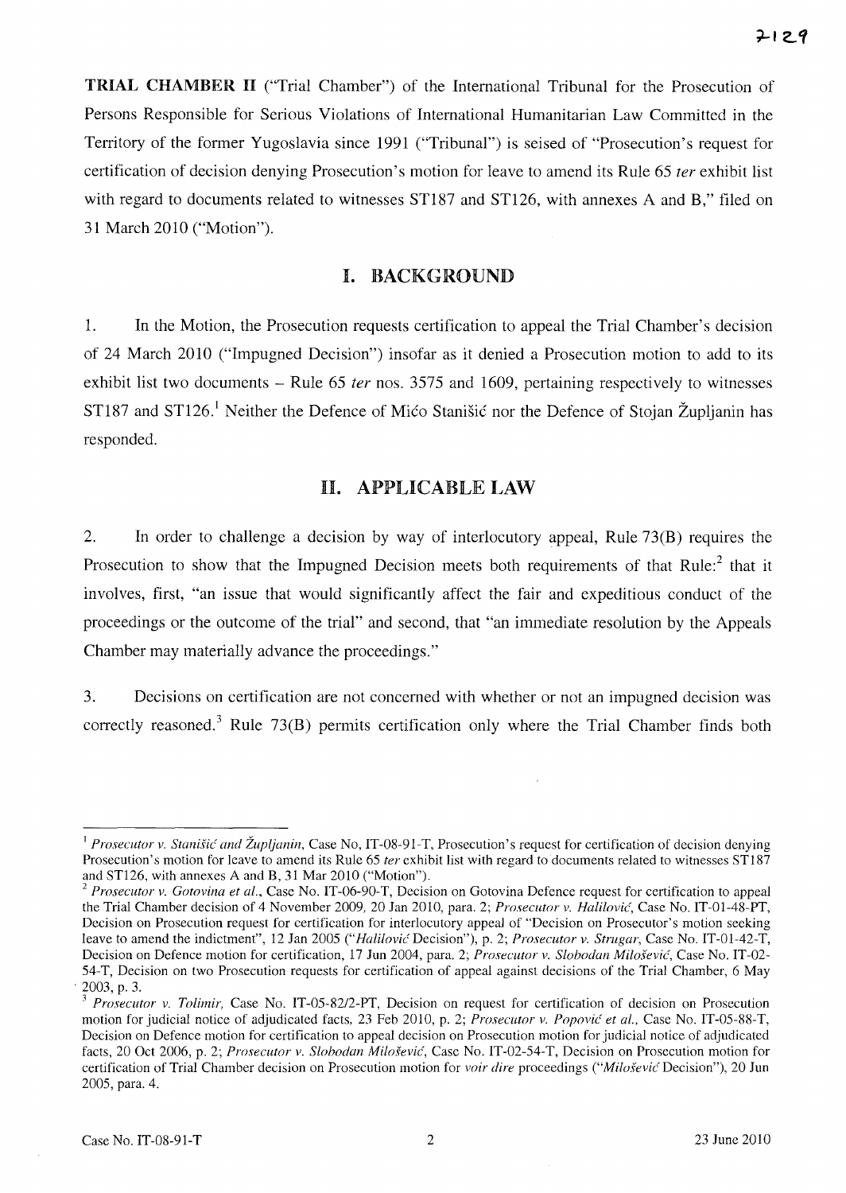**TRIAL CHAMBER II** ("Trial Chamber") of the International Tribunal for the Prosecution of Persons Responsible for Serious Violations of International Humanitarian Law Committed in the Territory of the former Yugoslavia since 1991 ("Tribunal") is seised of "Prosecution's request for certification of decision denying Prosecution's motion for leave to amend its Rule 65 *ter* exhibit list with regard to documents related to witnesses ST187 and ST126, with annexes A and B," filed on 31 March 2010 ("Motion").

## I. BACKGROUND

1. In the Motion, the Prosecution requests certification to appeal the Trial Chamber's decision of 24 March 2010 ("Impugned Decision") insofar as it denied a Prosecution motion to add to its exhibit list two documents – Rule 65 *ter* nos. 3575 and 1609, pertaining respectively to witnesses ST187 and ST126.[1] Neither the Defence of Mićo Stanišić nor the Defence of Stojan Župljanin has responded.

## II. APPLICABLE LAW

2. In order to challenge a decision by way of interlocutory appeal, Rule 73(B) requires the Prosecution to show that the Impugned Decision meets both requirements of that Rule:[2] that it involves, first, "an issue that would significantly affect the fair and expeditious conduct of the proceedings or the outcome of the trial" and second, that "an immediate resolution by the Appeals Chamber may materially advance the proceedings."

3. Decisions on certification are not concerned with whether or not an impugned decision was correctly reasoned.[3] Rule 73(B) permits certification only where the Trial Chamber finds both

---

[1] *Prosecutor v. Stanišić and Župljanin*, Case No, IT-08-91-T, Prosecution's request for certification of decision denying Prosecution's motion for leave to amend its Rule 65 *ter* exhibit list with regard to documents related to witnesses ST187 and ST126, with annexes A and B, 31 Mar 2010 ("Motion").

[2] *Prosecutor v. Gotovina et al.*, Case No. IT-06-90-T, Decision on Gotovina Defence request for certification to appeal the Trial Chamber decision of 4 November 2009, 20 Jan 2010, para. 2; *Prosecutor v. Halilović*, Case No. IT-01-48-PT, Decision on Prosecution request for certification for interlocutory appeal of "Decision on Prosecutor's motion seeking leave to amend the indictment", 12 Jan 2005 ("*Halilović* Decision"), p. 2; *Prosecutor v. Strugar*, Case No. IT-01-42-T, Decision on Defence motion for certification, 17 Jun 2004, para. 2; *Prosecutor v. Slobodan Milošević*, Case No. IT-02-54-T, Decision on two Prosecution requests for certification of appeal against decisions of the Trial Chamber, 6 May 2003, p. 3.

[3] *Prosecutor v. Tolimir*, Case No. IT-05-82/2-PT, Decision on request for certification of decision on Prosecution motion for judicial notice of adjudicated facts, 23 Feb 2010, p. 2; *Prosecutor v. Popović et al.*, Case No. IT-05-88-T, Decision on Defence motion for certification to appeal decision on Prosecution motion for judicial notice of adjudicated facts, 20 Oct 2006, p. 2; *Prosecutor v. Slobodan Milošević*, Case No. IT-02-54-T, Decision on Prosecution motion for certification of Trial Chamber decision on Prosecution motion for *voir dire* proceedings ("*Milošević* Decision"), 20 Jun 2005, para. 4.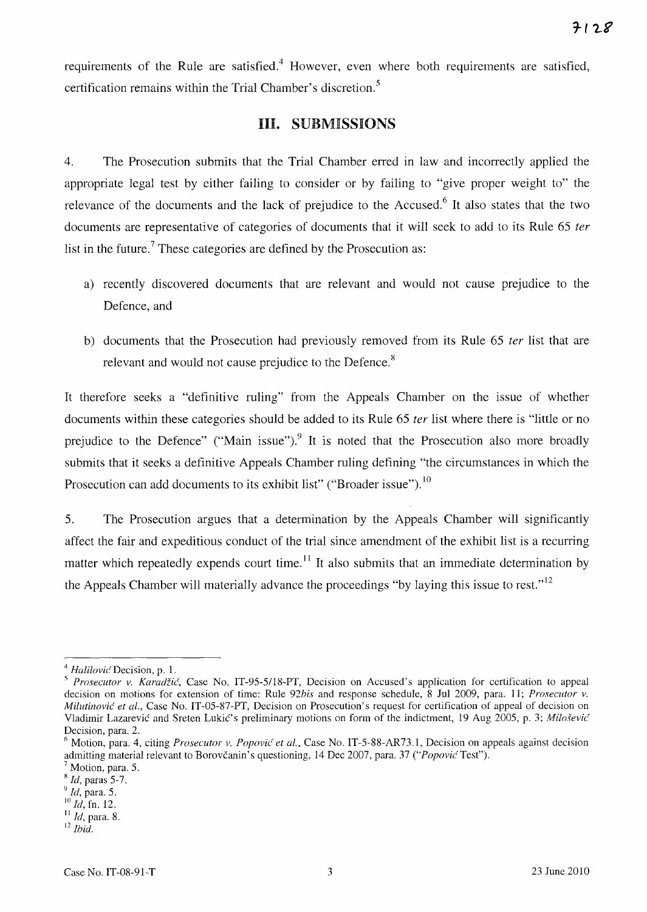requirements of the Rule are satisfied.[4] However, even where both requirements are satisfied, certification remains within the Trial Chamber's discretion.[5]

## III. SUBMISSIONS

4. The Prosecution submits that the Trial Chamber erred in law and incorrectly applied the appropriate legal test by either failing to consider or by failing to "give proper weight to" the relevance of the documents and the lack of prejudice to the Accused.[6] It also states that the two documents are representative of categories of documents that it will seek to add to its Rule 65 *ter* list in the future.[7] These categories are defined by the Prosecution as:

a) recently discovered documents that are relevant and would not cause prejudice to the Defence, and

b) documents that the Prosecution had previously removed from its Rule 65 *ter* list that are relevant and would not cause prejudice to the Defence.[8]

It therefore seeks a "definitive ruling" from the Appeals Chamber on the issue of whether documents within these categories should be added to its Rule 65 *ter* list where there is "little or no prejudice to the Defence" ("Main issue").[9] It is noted that the Prosecution also more broadly submits that it seeks a definitive Appeals Chamber ruling defining "the circumstances in which the Prosecution can add documents to its exhibit list" ("Broader issue").[10]

5. The Prosecution argues that a determination by the Appeals Chamber will significantly affect the fair and expeditious conduct of the trial since amendment of the exhibit list is a recurring matter which repeatedly expends court time.[11] It also submits that an immediate determination by the Appeals Chamber will materially advance the proceedings "by laying this issue to rest."[12]

---

[4] *Halilović* Decision, p. 1.

[5] *Prosecutor v. Karadžić*, Case No. IT-95-5/18-PT, Decision on Accused's application for certification to appeal decision on motions for extension of time: Rule 92*bis* and response schedule, 8 Jul 2009, para. 11; *Prosecutor v. Milutinović et al.*, Case No. IT-05-87-PT, Decision on Prosecution's request for certification of appeal of decision on Vladimir Lazarević and Sreten Lukić's preliminary motions on form of the indictment, 19 Aug 2005, p. 3; *Milošević* Decision, para. 2.

[6] Motion, para. 4, citing *Prosecutor v. Popović et al.*, Case No. IT-5-88-AR73.1, Decision on appeals against decision admitting material relevant to Borovčanin's questioning, 14 Dec 2007, para. 37 ("*Popović* Test").

[7] Motion, para. 5.

[8] *Id*, paras 5-7.

[9] *Id*, para. 5.

[10] *Id*, fn. 12.

[11] *Id*, para. 8.

[12] *Ibid*.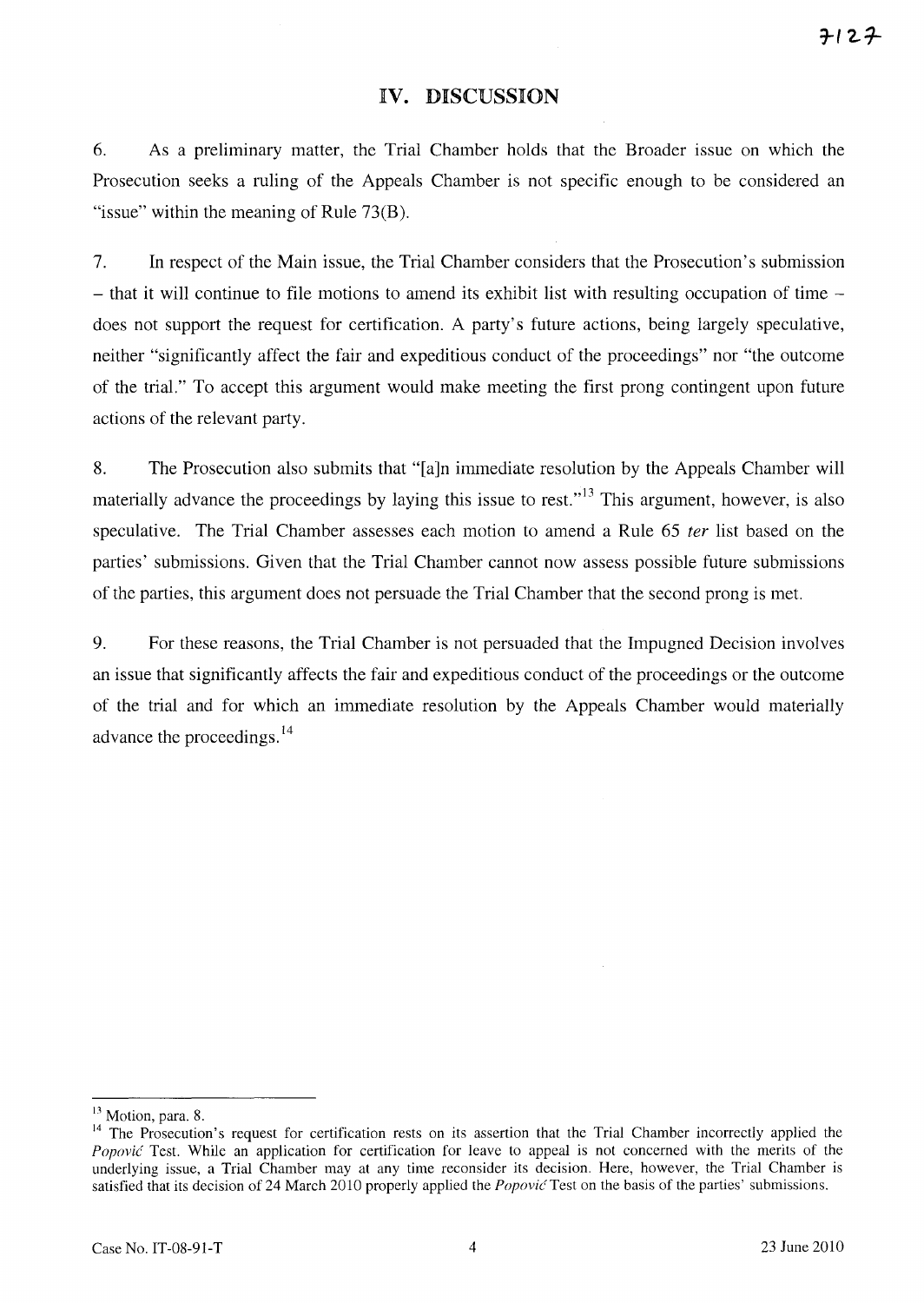## IV. DISCUSSION

6. As a preliminary matter, the Trial Chamber holds that the Broader issue on which the Prosecution seeks a ruling of the Appeals Chamber is not specific enough to be considered an "issue" within the meaning of Rule 73(B).

7. In respect of the Main issue, the Trial Chamber considers that the Prosecution's submission – that it will continue to file motions to amend its exhibit list with resulting occupation of time – does not support the request for certification. A party's future actions, being largely speculative, neither "significantly affect the fair and expeditious conduct of the proceedings" nor "the outcome of the trial." To accept this argument would make meeting the first prong contingent upon future actions of the relevant party.

8. The Prosecution also submits that "[a]n immediate resolution by the Appeals Chamber will materially advance the proceedings by laying this issue to rest."[13] This argument, however, is also speculative. The Trial Chamber assesses each motion to amend a Rule 65 *ter* list based on the parties' submissions. Given that the Trial Chamber cannot now assess possible future submissions of the parties, this argument does not persuade the Trial Chamber that the second prong is met.

9. For these reasons, the Trial Chamber is not persuaded that the Impugned Decision involves an issue that significantly affects the fair and expeditious conduct of the proceedings or the outcome of the trial and for which an immediate resolution by the Appeals Chamber would materially advance the proceedings.[14]

---

[13] Motion, para. 8.

[14] The Prosecution's request for certification rests on its assertion that the Trial Chamber incorrectly applied the *Popović* Test. While an application for certification for leave to appeal is not concerned with the merits of the underlying issue, a Trial Chamber may at any time reconsider its decision. Here, however, the Trial Chamber is satisfied that its decision of 24 March 2010 properly applied the *Popović* Test on the basis of the parties' submissions.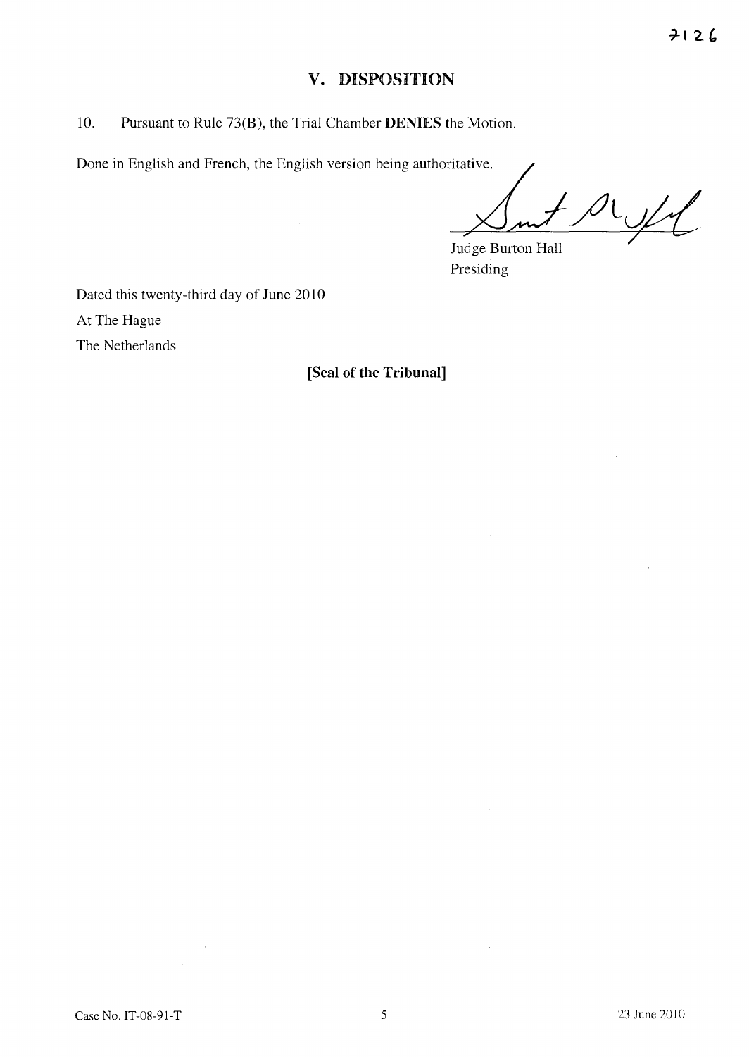## V. DISPOSITION

10. Pursuant to Rule 73(B), the Trial Chamber **DENIES** the Motion.

Done in English and French, the English version being authoritative.

Judge Burton Hall
Presiding

Dated this twenty-third day of June 2010
At The Hague
The Netherlands

**[Seal of the Tribunal]**